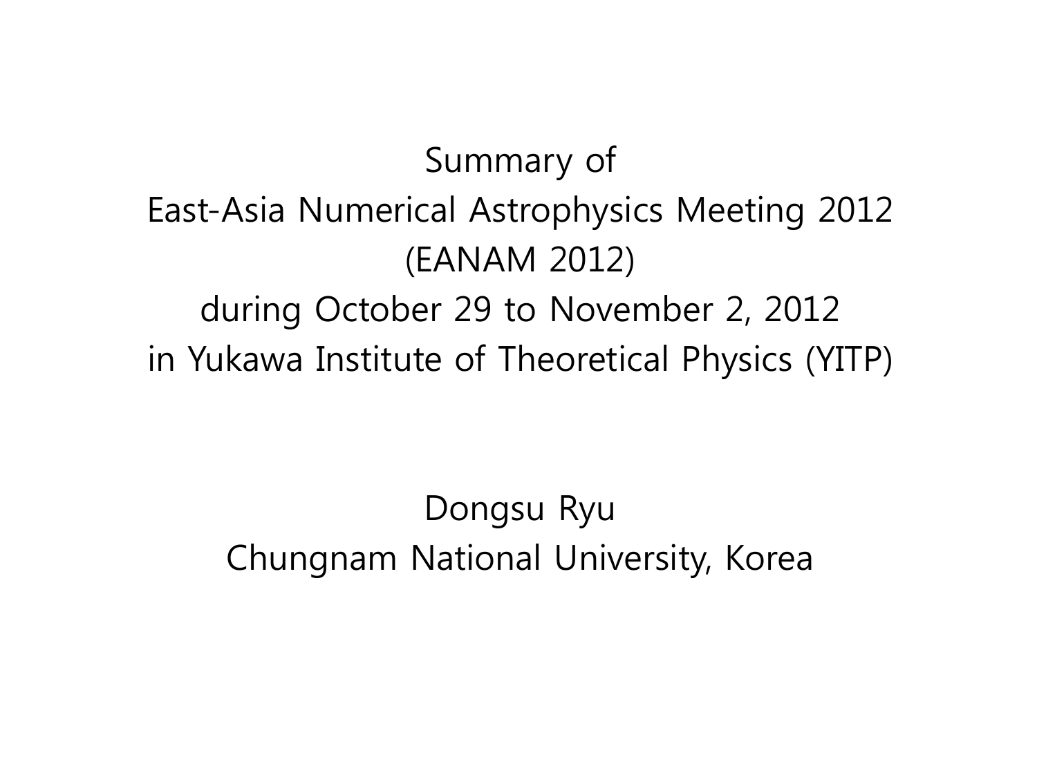# Summary of East-Asia Numerical Astrophysics Meeting 2012 (EANAM 2012) during October 29 to November 2, 2012 in Yukawa Institute of Theoretical Physics (YITP)

Dongsu Ryu

Chungnam National University, Korea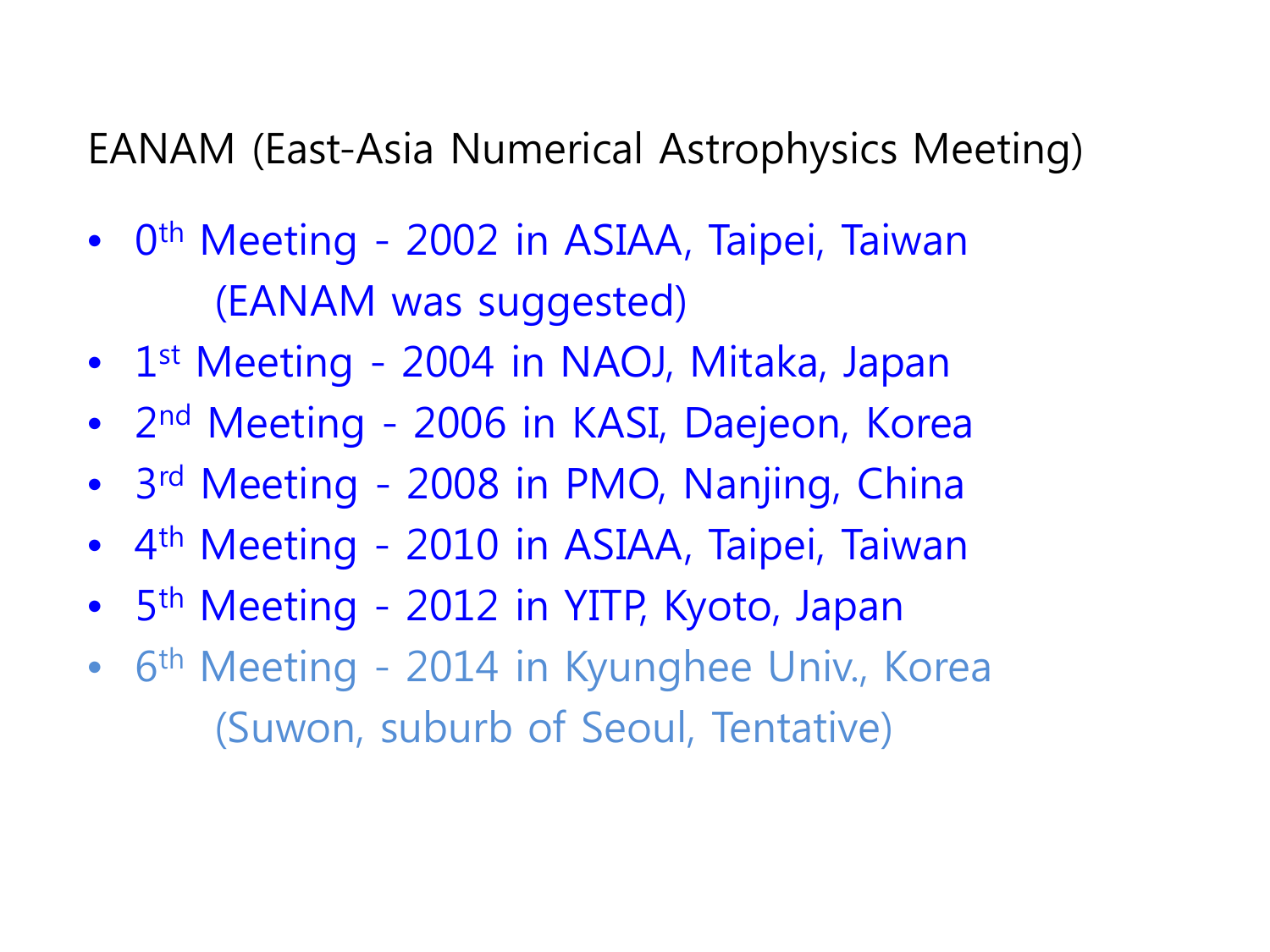# EANAM (East-Asia Numerical Astrophysics Meeting)

- 0th Meeting - 2002 in ASIAA, Taipei, Taiwan
  (EANAM was suggested)
- 1st Meeting - 2004 in NAOJ, Mitaka, Japan
- 2nd Meeting - 2006 in KASI, Daejeon, Korea
- 3rd Meeting - 2008 in PMO, Nanjing, China
- 4th Meeting - 2010 in ASIAA, Taipei, Taiwan
- 5th Meeting - 2012 in YITP, Kyoto, Japan
- 6th Meeting - 2014 in Kyunghee Univ., Korea
  (Suwon, suburb of Seoul, Tentative)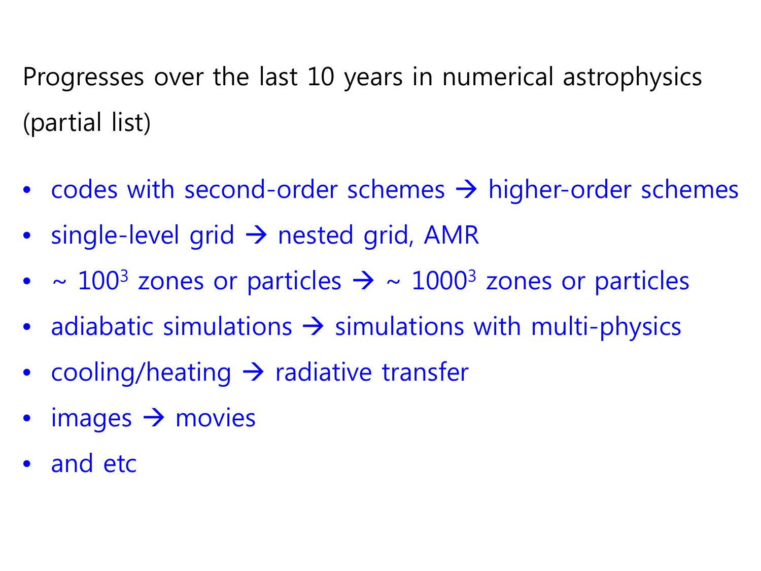Progresses over the last 10 years in numerical astrophysics (partial list)

- codes with second-order schemes → higher-order schemes
- single-level grid → nested grid, AMR
- ~ $100^3$ zones or particles → ~ $1000^3$ zones or particles
- adiabatic simulations → simulations with multi-physics
- cooling/heating → radiative transfer
- images → movies
- and etc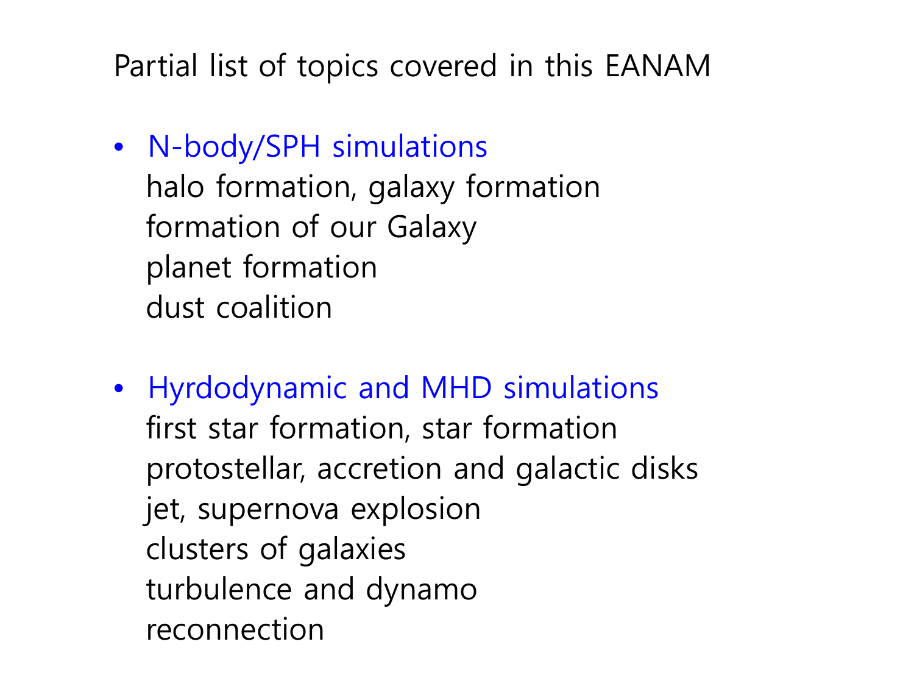Partial list of topics covered in this EANAM

- N-body/SPH simulations
  halo formation, galaxy formation
  formation of our Galaxy
  planet formation
  dust coalition

- Hyrdodynamic and MHD simulations
  first star formation, star formation
  protostellar, accretion and galactic disks
  jet, supernova explosion
  clusters of galaxies
  turbulence and dynamo
  reconnection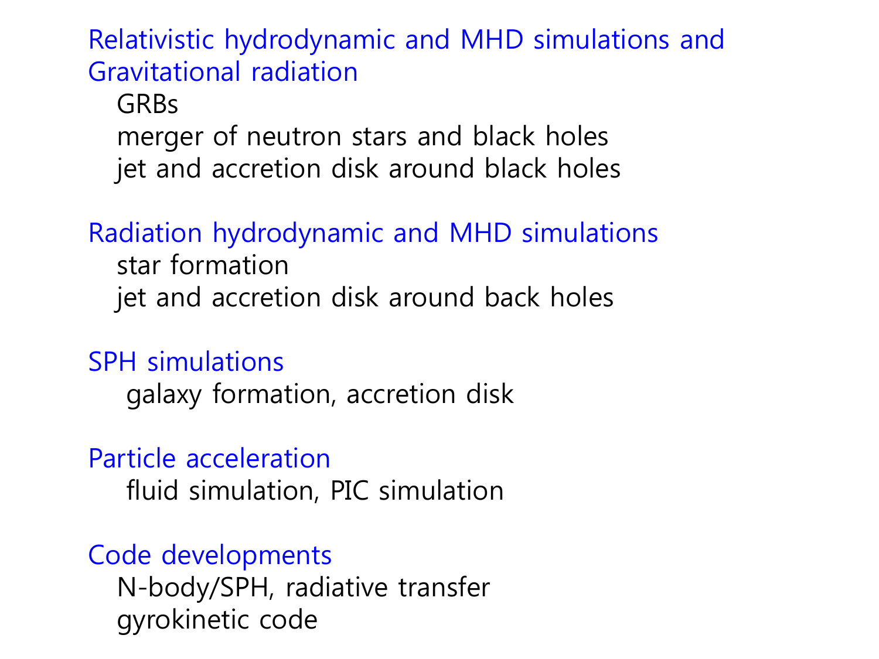## Relativistic hydrodynamic and MHD simulations and Gravitational radiation

- GRBs
- merger of neutron stars and black holes
- jet and accretion disk around black holes

## Radiation hydrodynamic and MHD simulations

- star formation
- jet and accretion disk around back holes

## SPH simulations

- galaxy formation, accretion disk

## Particle acceleration

- fluid simulation, PIC simulation

## Code developments

- N-body/SPH, radiative transfer
- gyrokinetic code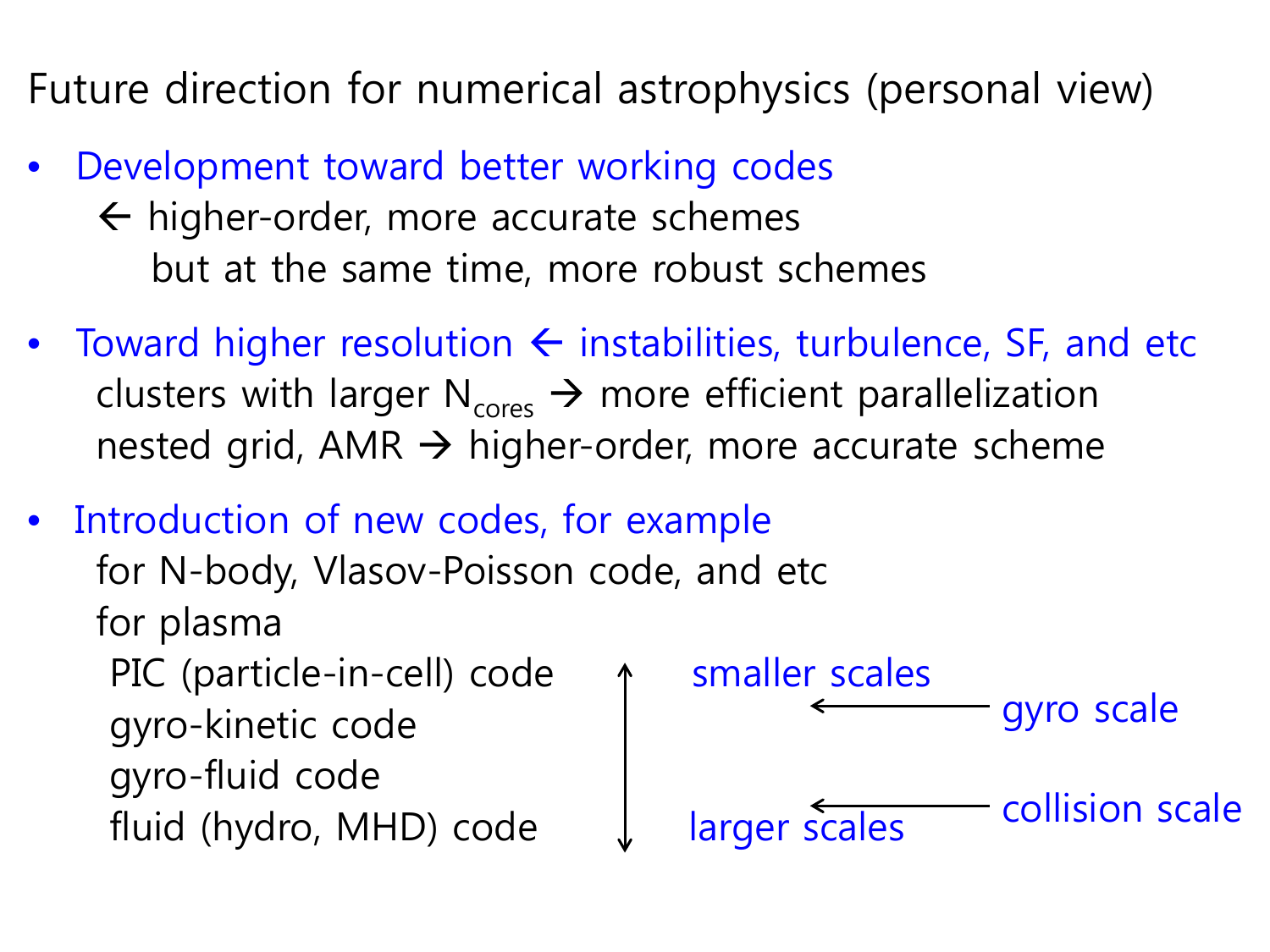# Future direction for numerical astrophysics (personal view)

- Development toward better working codes
  - ← higher-order, more accurate schemes
    but at the same time, more robust schemes

- Toward higher resolution ← instabilities, turbulence, SF, and etc
  - clusters with larger $N_{cores}$ → more efficient parallelization
  - nested grid, AMR → higher-order, more accurate scheme

- Introduction of new codes, for example
  - for N-body, Vlasov-Poisson code, and etc
  - for plasma
    - PIC (particle-in-cell) code ↑ smaller scales
    - ← gyro scale
    - gyro-kinetic code
    - gyro-fluid code
    - ← collision scale
    - fluid (hydro, MHD) code ↓ larger scales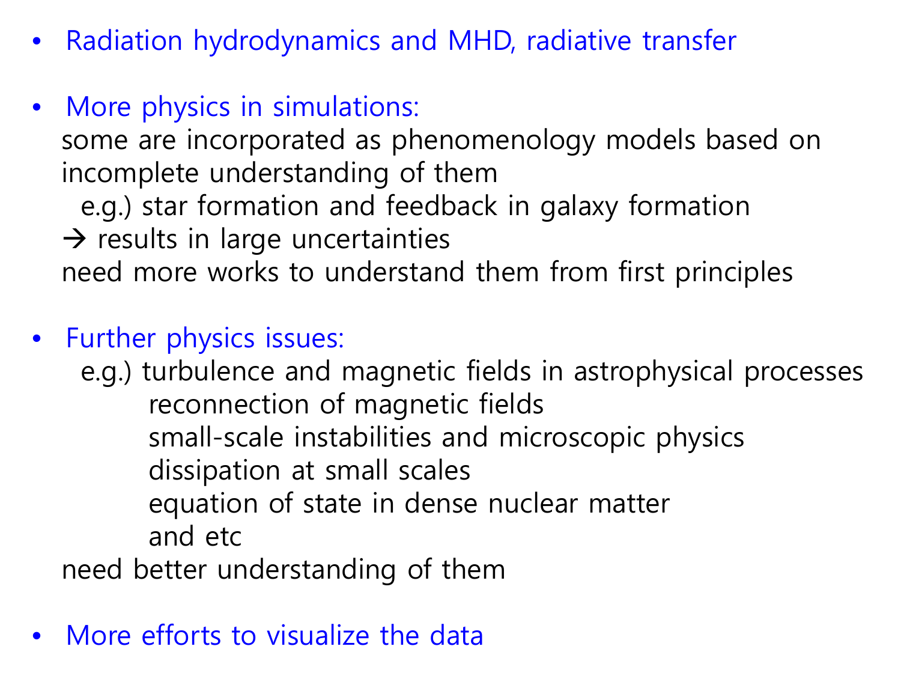- Radiation hydrodynamics and MHD, radiative transfer

- More physics in simulations:

  some are incorporated as phenomenology models based on incomplete understanding of them

  e.g.) star formation and feedback in galaxy formation

  → results in large uncertainties

  need more works to understand them from first principles

- Further physics issues:

  e.g.) turbulence and magnetic fields in astrophysical processes

  reconnection of magnetic fields

  small-scale instabilities and microscopic physics

  dissipation at small scales

  equation of state in dense nuclear matter

  and etc

  need better understanding of them

- More efforts to visualize the data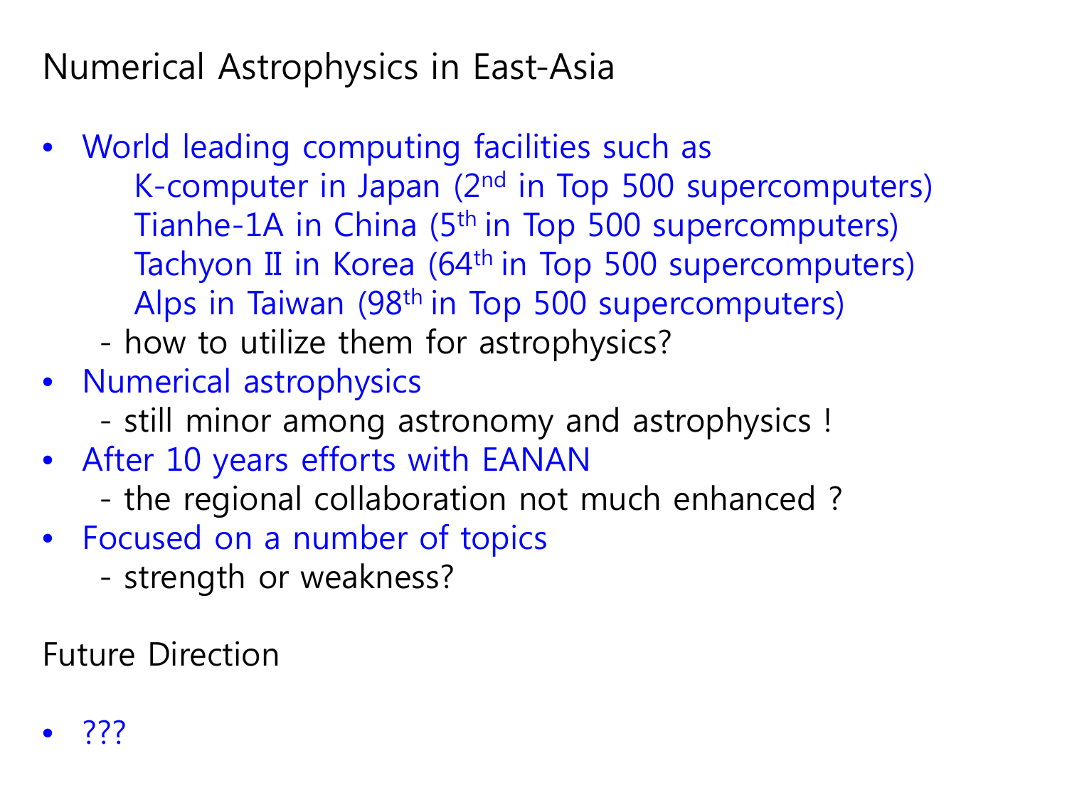# Numerical Astrophysics in East-Asia

- World leading computing facilities such as
  - K-computer in Japan (2nd in Top 500 supercomputers)
  - Tianhe-1A in China (5th in Top 500 supercomputers)
  - Tachyon II in Korea (64th in Top 500 supercomputers)
  - Alps in Taiwan (98th in Top 500 supercomputers)

  - how to utilize them for astrophysics?
- Numerical astrophysics
  - still minor among astronomy and astrophysics !
- After 10 years efforts with EANAN
  - the regional collaboration not much enhanced ?
- Focused on a number of topics
  - strength or weakness?

# Future Direction

- ???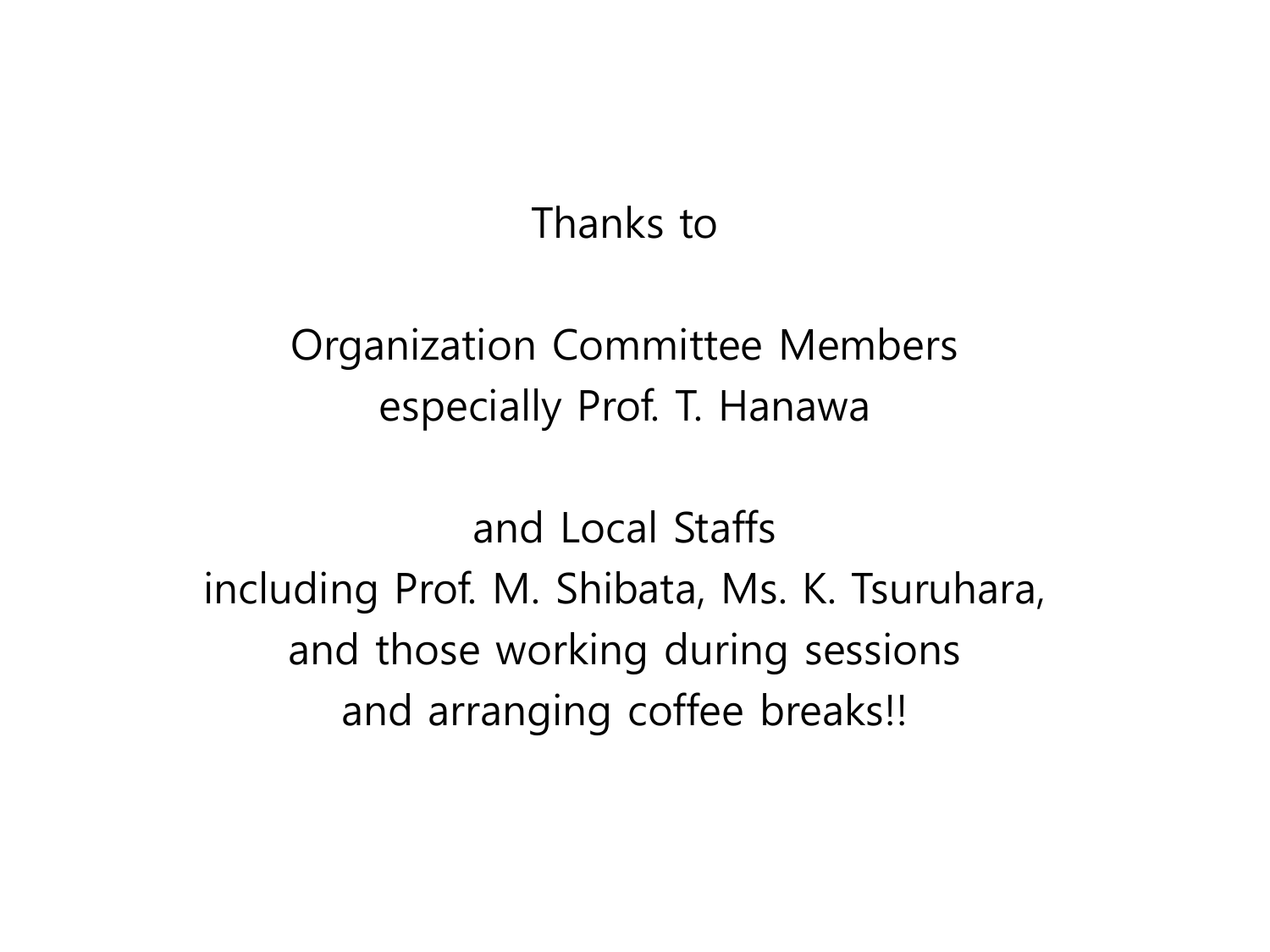Thanks to

Organization Committee Members
especially Prof. T. Hanawa

and Local Staffs
including Prof. M. Shibata, Ms. K. Tsuruhara,
and those working during sessions
and arranging coffee breaks!!